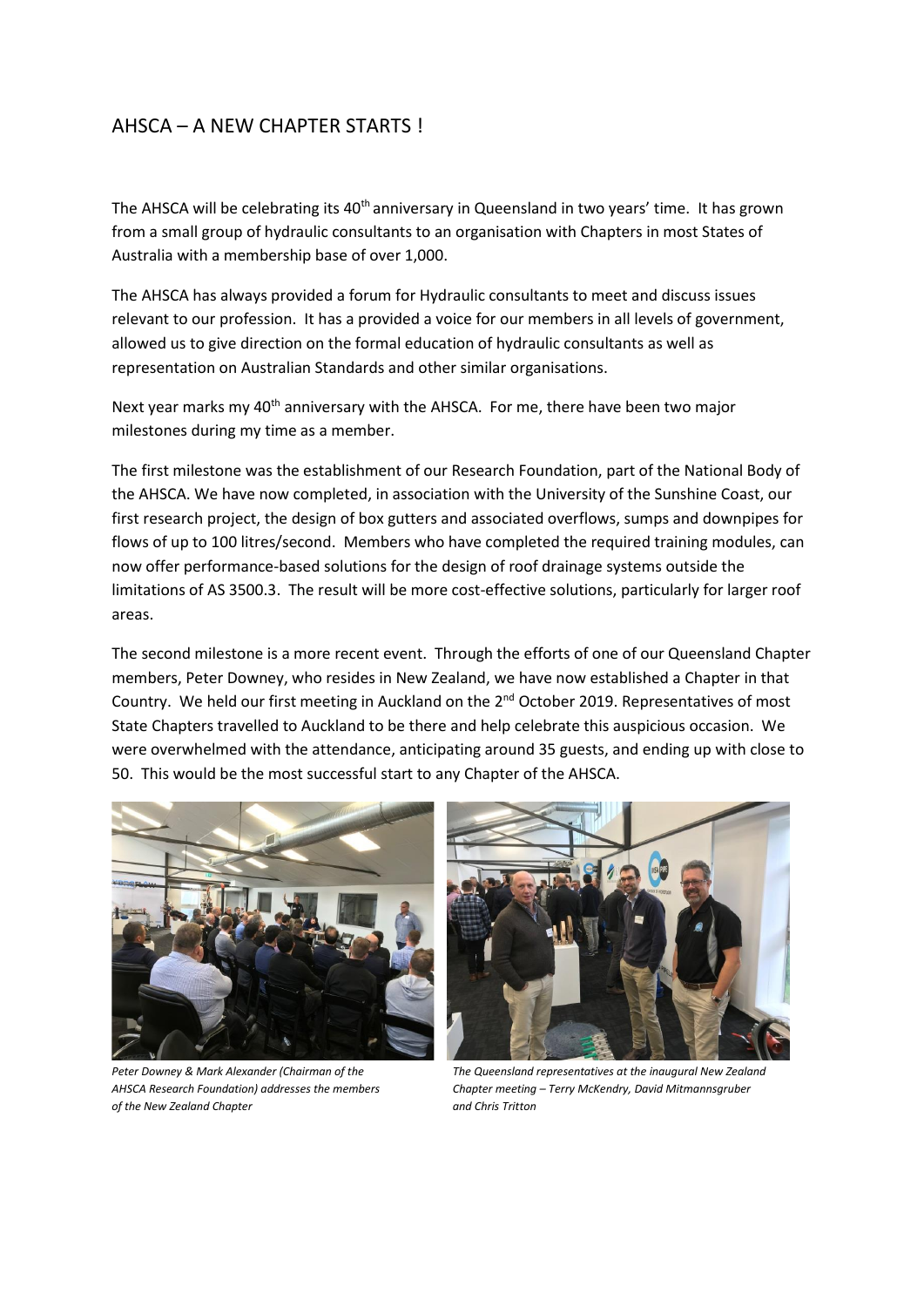## AHSCA – A NEW CHAPTER STARTS !

The AHSCA will be celebrating its 40th anniversary in Queensland in two years' time. It has grown from a small group of hydraulic consultants to an organisation with Chapters in most States of Australia with a membership base of over 1,000.

The AHSCA has always provided a forum for Hydraulic consultants to meet and discuss issues relevant to our profession. It has a provided a voice for our members in all levels of government, allowed us to give direction on the formal education of hydraulic consultants as well as representation on Australian Standards and other similar organisations.

Next year marks my 40th anniversary with the AHSCA. For me, there have been two major milestones during my time as a member.

The first milestone was the establishment of our Research Foundation, part of the National Body of the AHSCA. We have now completed, in association with the University of the Sunshine Coast, our first research project, the design of box gutters and associated overflows, sumps and downpipes for flows of up to 100 litres/second. Members who have completed the required training modules, can now offer performance-based solutions for the design of roof drainage systems outside the limitations of AS 3500.3. The result will be more cost-effective solutions, particularly for larger roof areas.

The second milestone is a more recent event. Through the efforts of one of our Queensland Chapter members, Peter Downey, who resides in New Zealand, we have now established a Chapter in that Country. We held our first meeting in Auckland on the 2nd October 2019. Representatives of most State Chapters travelled to Auckland to be there and help celebrate this auspicious occasion. We were overwhelmed with the attendance, anticipating around 35 guests, and ending up with close to 50. This would be the most successful start to any Chapter of the AHSCA.

*Peter Downey & Mark Alexander (Chairman of the AHSCA Research Foundation) addresses the members of the New Zealand Chapter*

*The Queensland representatives at the inaugural New Zealand Chapter meeting – Terry McKendry, David Mitmannsgruber and Chris Tritton*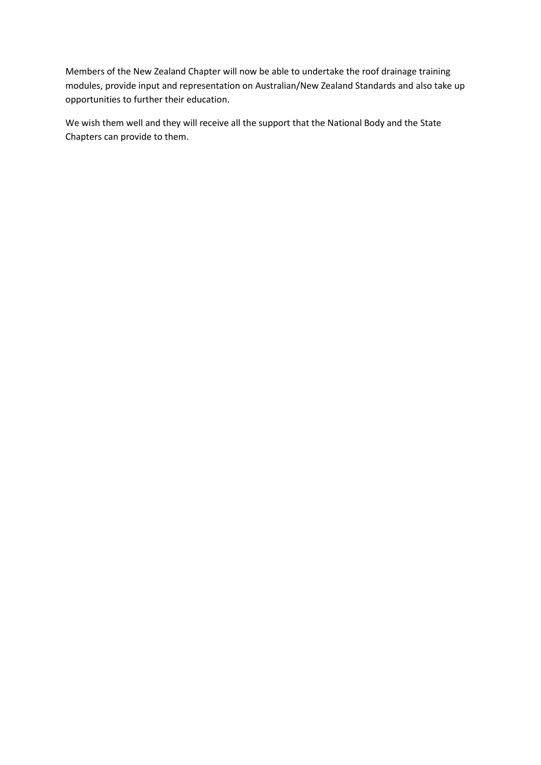Members of the New Zealand Chapter will now be able to undertake the roof drainage training modules, provide input and representation on Australian/New Zealand Standards and also take up opportunities to further their education.

We wish them well and they will receive all the support that the National Body and the State Chapters can provide to them.